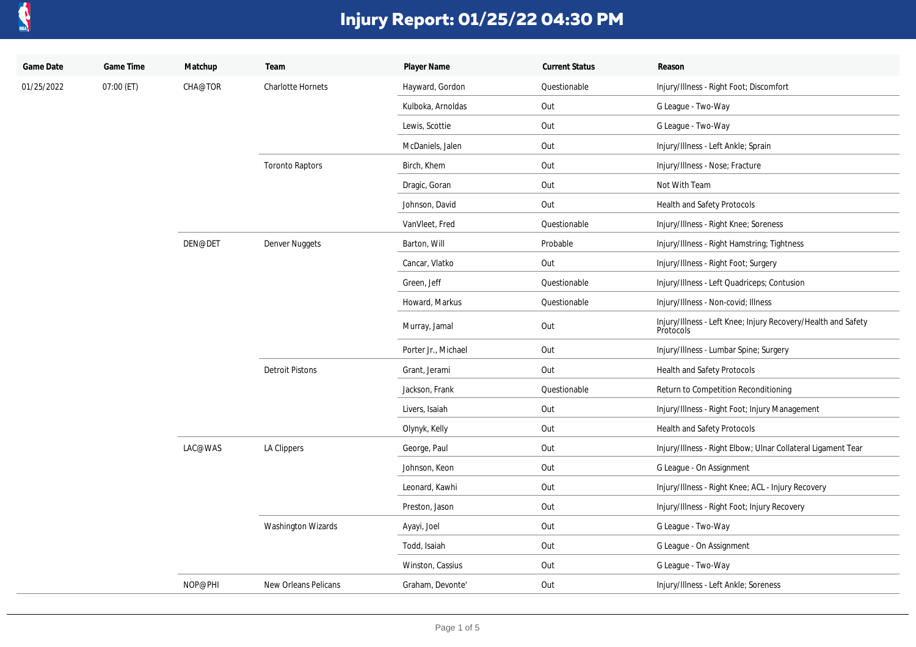# Injury Report: 01/25/22 04:30 PM

| Game Date | Game Time | Matchup | Team | Player Name | Current Status | Reason |
|---|---|---|---|---|---|---|
| 01/25/2022 | 07:00 (ET) | CHA@TOR | Charlotte Hornets | Hayward, Gordon | Questionable | Injury/Illness - Right Foot; Discomfort |
| | | | | Kulboka, Arnoldas | Out | G League - Two-Way |
| | | | | Lewis, Scottie | Out | G League - Two-Way |
| | | | | McDaniels, Jalen | Out | Injury/Illness - Left Ankle; Sprain |
| | | | Toronto Raptors | Birch, Khem | Out | Injury/Illness - Nose; Fracture |
| | | | | Dragic, Goran | Out | Not With Team |
| | | | | Johnson, David | Out | Health and Safety Protocols |
| | | | | VanVleet, Fred | Questionable | Injury/Illness - Right Knee; Soreness |
| | | DEN@DET | Denver Nuggets | Barton, Will | Probable | Injury/Illness - Right Hamstring; Tightness |
| | | | | Cancar, Vlatko | Out | Injury/Illness - Right Foot; Surgery |
| | | | | Green, Jeff | Questionable | Injury/Illness - Left Quadriceps; Contusion |
| | | | | Howard, Markus | Questionable | Injury/Illness - Non-covid; Illness |
| | | | | Murray, Jamal | Out | Injury/Illness - Left Knee; Injury Recovery/Health and Safety Protocols |
| | | | | Porter Jr., Michael | Out | Injury/Illness - Lumbar Spine; Surgery |
| | | | Detroit Pistons | Grant, Jerami | Out | Health and Safety Protocols |
| | | | | Jackson, Frank | Questionable | Return to Competition Reconditioning |
| | | | | Livers, Isaiah | Out | Injury/Illness - Right Foot; Injury Management |
| | | | | Olynyk, Kelly | Out | Health and Safety Protocols |
| | | LAC@WAS | LA Clippers | George, Paul | Out | Injury/Illness - Right Elbow; Ulnar Collateral Ligament Tear |
| | | | | Johnson, Keon | Out | G League - On Assignment |
| | | | | Leonard, Kawhi | Out | Injury/Illness - Right Knee; ACL - Injury Recovery |
| | | | | Preston, Jason | Out | Injury/Illness - Right Foot; Injury Recovery |
| | | | Washington Wizards | Ayayi, Joel | Out | G League - Two-Way |
| | | | | Todd, Isaiah | Out | G League - On Assignment |
| | | | | Winston, Cassius | Out | G League - Two-Way |
| | | NOP@PHI | New Orleans Pelicans | Graham, Devonte' | Out | Injury/Illness - Left Ankle; Soreness |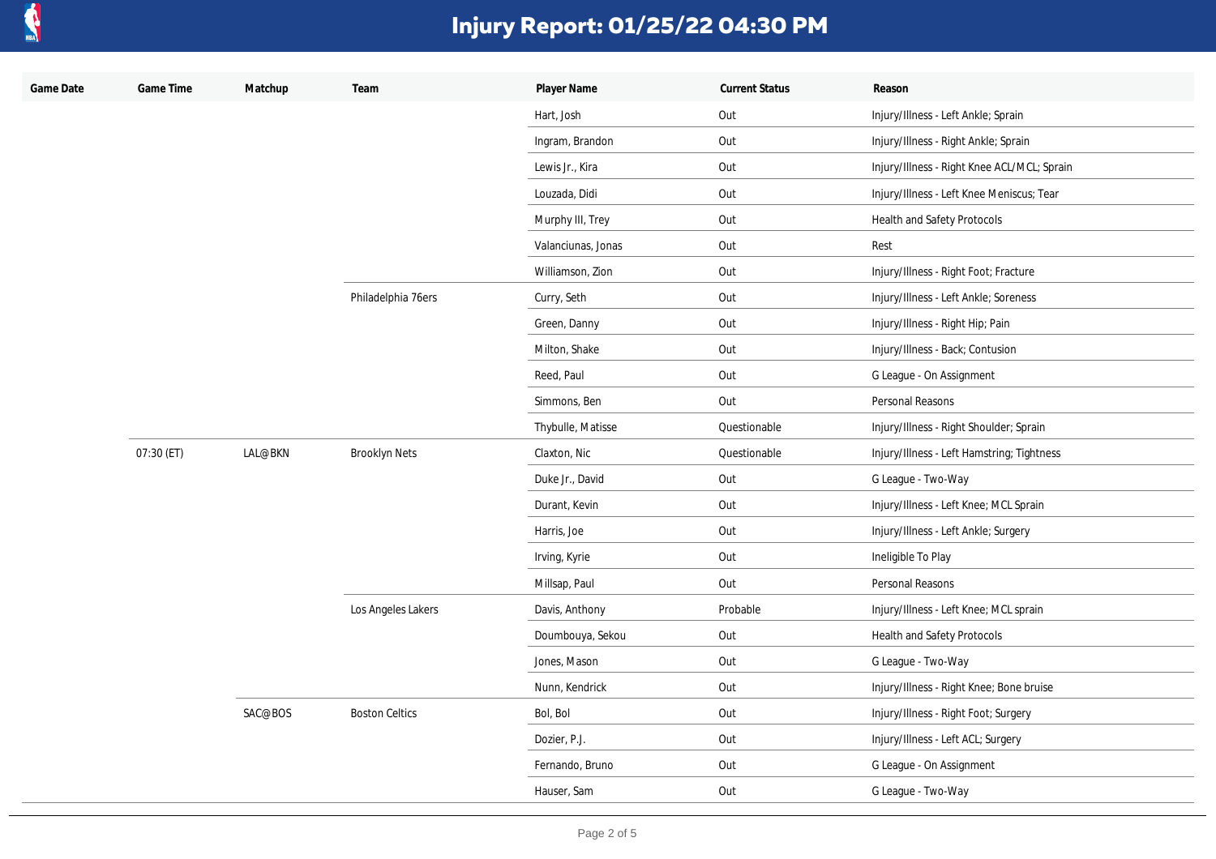# Injury Report: 01/25/22 04:30 PM

| Game Date | Game Time | Matchup | Team | Player Name | Current Status | Reason |
|---|---|---|---|---|---|---|
| | | | | Hart, Josh | Out | Injury/Illness - Left Ankle; Sprain |
| | | | | Ingram, Brandon | Out | Injury/Illness - Right Ankle; Sprain |
| | | | | Lewis Jr., Kira | Out | Injury/Illness - Right Knee ACL/MCL; Sprain |
| | | | | Louzada, Didi | Out | Injury/Illness - Left Knee Meniscus; Tear |
| | | | | Murphy III, Trey | Out | Health and Safety Protocols |
| | | | | Valanciunas, Jonas | Out | Rest |
| | | | | Williamson, Zion | Out | Injury/Illness - Right Foot; Fracture |
| | | | Philadelphia 76ers | Curry, Seth | Out | Injury/Illness - Left Ankle; Soreness |
| | | | | Green, Danny | Out | Injury/Illness - Right Hip; Pain |
| | | | | Milton, Shake | Out | Injury/Illness - Back; Contusion |
| | | | | Reed, Paul | Out | G League - On Assignment |
| | | | | Simmons, Ben | Out | Personal Reasons |
| | | | | Thybulle, Matisse | Questionable | Injury/Illness - Right Shoulder; Sprain |
| | 07:30 (ET) | LAL@BKN | Brooklyn Nets | Claxton, Nic | Questionable | Injury/Illness - Left Hamstring; Tightness |
| | | | | Duke Jr., David | Out | G League - Two-Way |
| | | | | Durant, Kevin | Out | Injury/Illness - Left Knee; MCL Sprain |
| | | | | Harris, Joe | Out | Injury/Illness - Left Ankle; Surgery |
| | | | | Irving, Kyrie | Out | Ineligible To Play |
| | | | | Millsap, Paul | Out | Personal Reasons |
| | | | Los Angeles Lakers | Davis, Anthony | Probable | Injury/Illness - Left Knee; MCL sprain |
| | | | | Doumbouya, Sekou | Out | Health and Safety Protocols |
| | | | | Jones, Mason | Out | G League - Two-Way |
| | | | | Nunn, Kendrick | Out | Injury/Illness - Right Knee; Bone bruise |
| | | SAC@BOS | Boston Celtics | Bol, Bol | Out | Injury/Illness - Right Foot; Surgery |
| | | | | Dozier, P.J. | Out | Injury/Illness - Left ACL; Surgery |
| | | | | Fernando, Bruno | Out | G League - On Assignment |
| | | | | Hauser, Sam | Out | G League - Two-Way |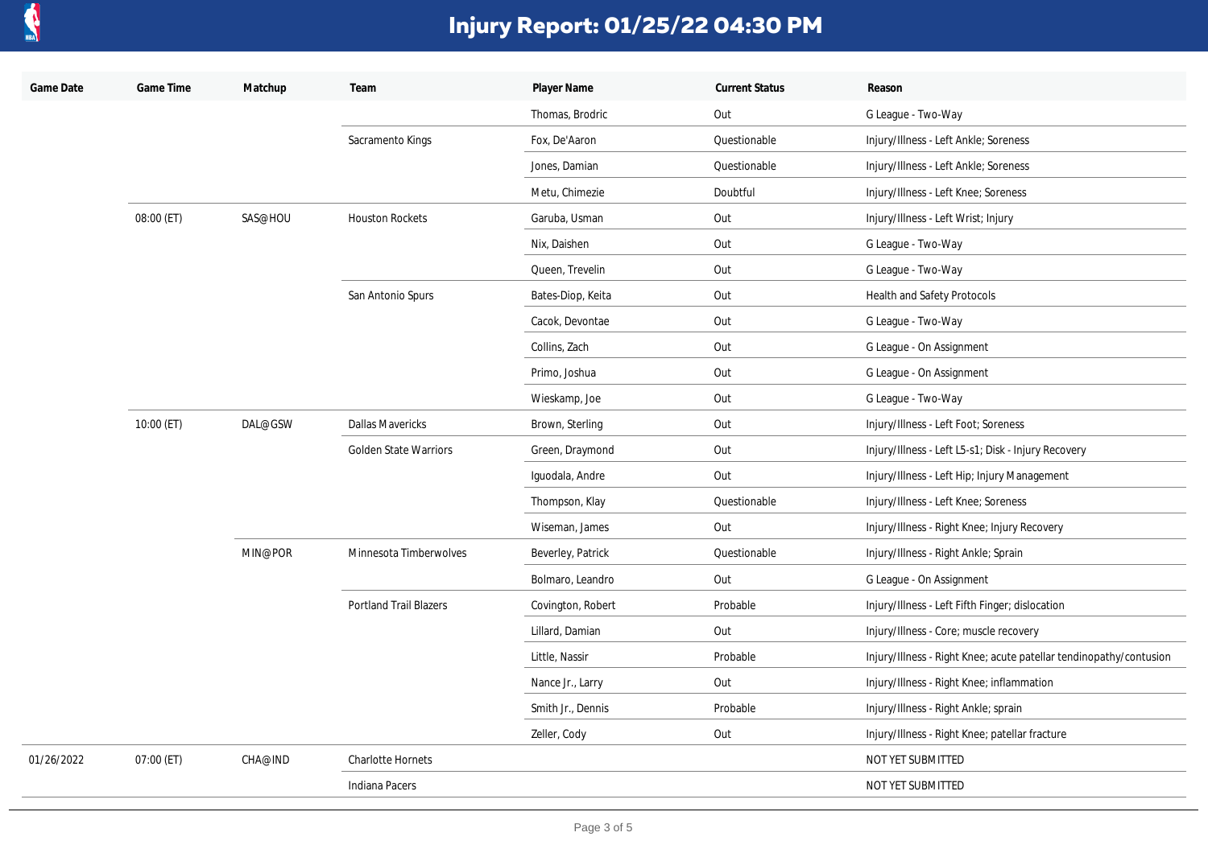# Injury Report: 01/25/22 04:30 PM

| Game Date | Game Time | Matchup | Team | Player Name | Current Status | Reason |
|---|---|---|---|---|---|---|
| | | | | Thomas, Brodric | Out | G League - Two-Way |
| | | | Sacramento Kings | Fox, De'Aaron | Questionable | Injury/Illness - Left Ankle; Soreness |
| | | | | Jones, Damian | Questionable | Injury/Illness - Left Ankle; Soreness |
| | | | | Metu, Chimezie | Doubtful | Injury/Illness - Left Knee; Soreness |
| | 08:00 (ET) | SAS@HOU | Houston Rockets | Garuba, Usman | Out | Injury/Illness - Left Wrist; Injury |
| | | | | Nix, Daishen | Out | G League - Two-Way |
| | | | | Queen, Trevelin | Out | G League - Two-Way |
| | | | San Antonio Spurs | Bates-Diop, Keita | Out | Health and Safety Protocols |
| | | | | Cacok, Devontae | Out | G League - Two-Way |
| | | | | Collins, Zach | Out | G League - On Assignment |
| | | | | Primo, Joshua | Out | G League - On Assignment |
| | | | | Wieskamp, Joe | Out | G League - Two-Way |
| | 10:00 (ET) | DAL@GSW | Dallas Mavericks | Brown, Sterling | Out | Injury/Illness - Left Foot; Soreness |
| | | | Golden State Warriors | Green, Draymond | Out | Injury/Illness - Left L5-s1; Disk - Injury Recovery |
| | | | | Iguodala, Andre | Out | Injury/Illness - Left Hip; Injury Management |
| | | | | Thompson, Klay | Questionable | Injury/Illness - Left Knee; Soreness |
| | | | | Wiseman, James | Out | Injury/Illness - Right Knee; Injury Recovery |
| | | MIN@POR | Minnesota Timberwolves | Beverley, Patrick | Questionable | Injury/Illness - Right Ankle; Sprain |
| | | | | Bolmaro, Leandro | Out | G League - On Assignment |
| | | | Portland Trail Blazers | Covington, Robert | Probable | Injury/Illness - Left Fifth Finger; dislocation |
| | | | | Lillard, Damian | Out | Injury/Illness - Core; muscle recovery |
| | | | | Little, Nassir | Probable | Injury/Illness - Right Knee; acute patellar tendinopathy/contusion |
| | | | | Nance Jr., Larry | Out | Injury/Illness - Right Knee; inflammation |
| | | | | Smith Jr., Dennis | Probable | Injury/Illness - Right Ankle; sprain |
| | | | | Zeller, Cody | Out | Injury/Illness - Right Knee; patellar fracture |
| 01/26/2022 | 07:00 (ET) | CHA@IND | Charlotte Hornets | | | NOT YET SUBMITTED |
| | | | Indiana Pacers | | | NOT YET SUBMITTED |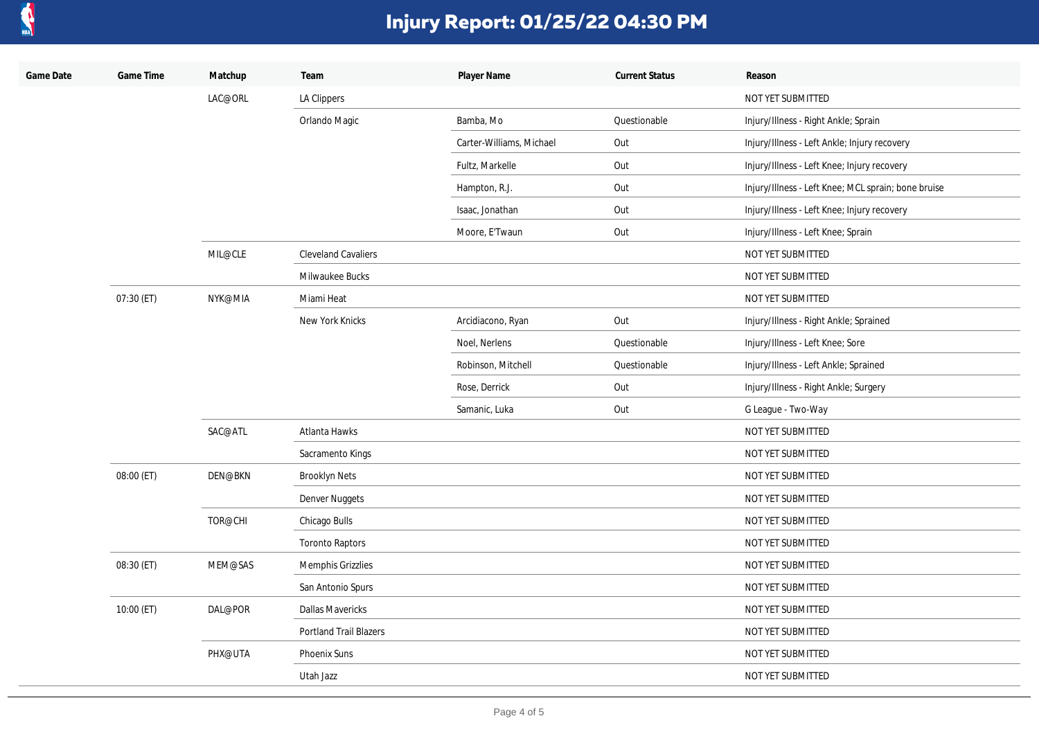# Injury Report: 01/25/22 04:30 PM

| Game Date | Game Time | Matchup | Team | Player Name | Current Status | Reason |
|---|---|---|---|---|---|---|
| | | LAC@ORL | LA Clippers | | | NOT YET SUBMITTED |
| | | | Orlando Magic | Bamba, Mo | Questionable | Injury/Illness - Right Ankle; Sprain |
| | | | | Carter-Williams, Michael | Out | Injury/Illness - Left Ankle; Injury recovery |
| | | | | Fultz, Markelle | Out | Injury/Illness - Left Knee; Injury recovery |
| | | | | Hampton, R.J. | Out | Injury/Illness - Left Knee; MCL sprain; bone bruise |
| | | | | Isaac, Jonathan | Out | Injury/Illness - Left Knee; Injury recovery |
| | | | | Moore, E'Twaun | Out | Injury/Illness - Left Knee; Sprain |
| | | MIL@CLE | Cleveland Cavaliers | | | NOT YET SUBMITTED |
| | | | Milwaukee Bucks | | | NOT YET SUBMITTED |
| | 07:30 (ET) | NYK@MIA | Miami Heat | | | NOT YET SUBMITTED |
| | | | New York Knicks | Arcidiacono, Ryan | Out | Injury/Illness - Right Ankle; Sprained |
| | | | | Noel, Nerlens | Questionable | Injury/Illness - Left Knee; Sore |
| | | | | Robinson, Mitchell | Questionable | Injury/Illness - Left Ankle; Sprained |
| | | | | Rose, Derrick | Out | Injury/Illness - Right Ankle; Surgery |
| | | | | Samanic, Luka | Out | G League - Two-Way |
| | | SAC@ATL | Atlanta Hawks | | | NOT YET SUBMITTED |
| | | | Sacramento Kings | | | NOT YET SUBMITTED |
| | 08:00 (ET) | DEN@BKN | Brooklyn Nets | | | NOT YET SUBMITTED |
| | | | Denver Nuggets | | | NOT YET SUBMITTED |
| | | TOR@CHI | Chicago Bulls | | | NOT YET SUBMITTED |
| | | | Toronto Raptors | | | NOT YET SUBMITTED |
| | 08:30 (ET) | MEM@SAS | Memphis Grizzlies | | | NOT YET SUBMITTED |
| | | | San Antonio Spurs | | | NOT YET SUBMITTED |
| | 10:00 (ET) | DAL@POR | Dallas Mavericks | | | NOT YET SUBMITTED |
| | | | Portland Trail Blazers | | | NOT YET SUBMITTED |
| | | PHX@UTA | Phoenix Suns | | | NOT YET SUBMITTED |
| | | | Utah Jazz | | | NOT YET SUBMITTED |